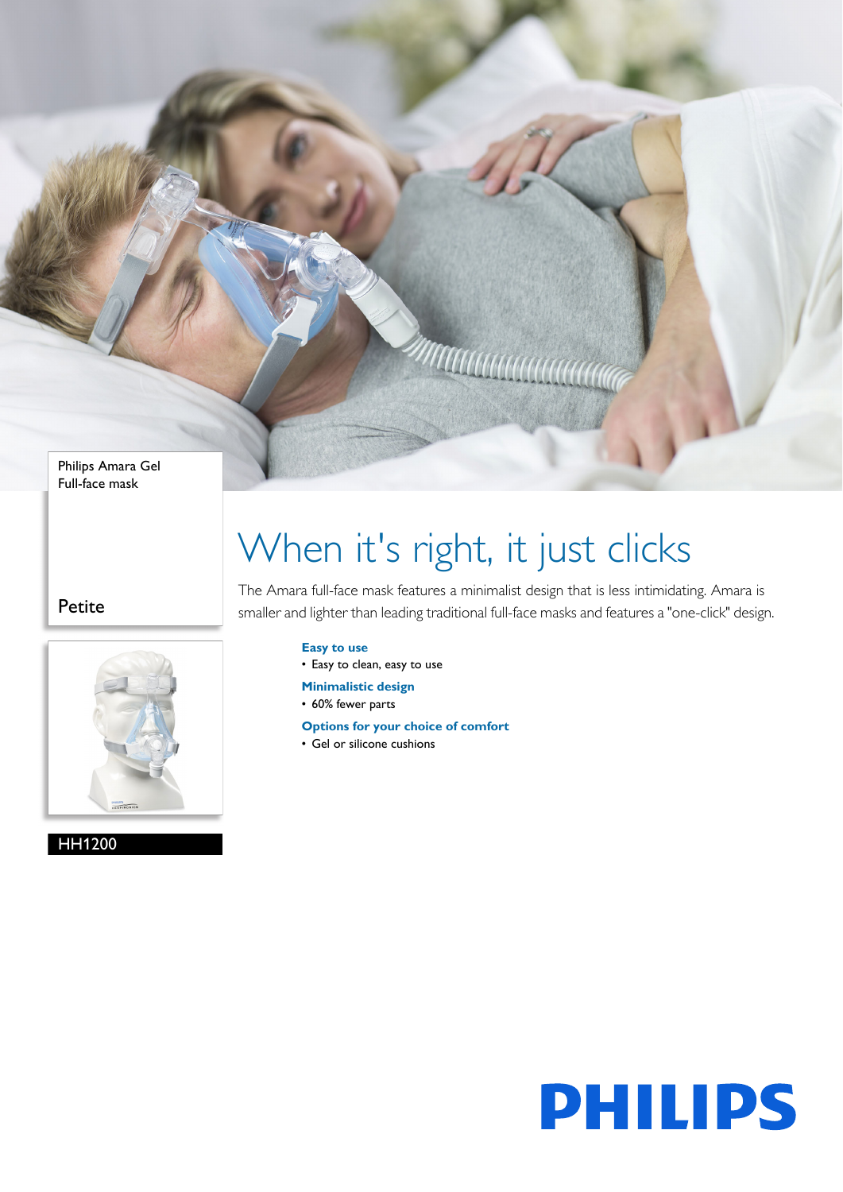Philips Amara Gel
Full-face mask

Petite

HH1200

# When it's right, it just clicks

The Amara full-face mask features a minimalist design that is less intimidating. Amara is smaller and lighter than leading traditional full-face masks and features a "one-click" design.

**Easy to use**
- Easy to clean, easy to use

**Minimalistic design**
- 60% fewer parts

**Options for your choice of comfort**
- Gel or silicone cushions

PHILIPS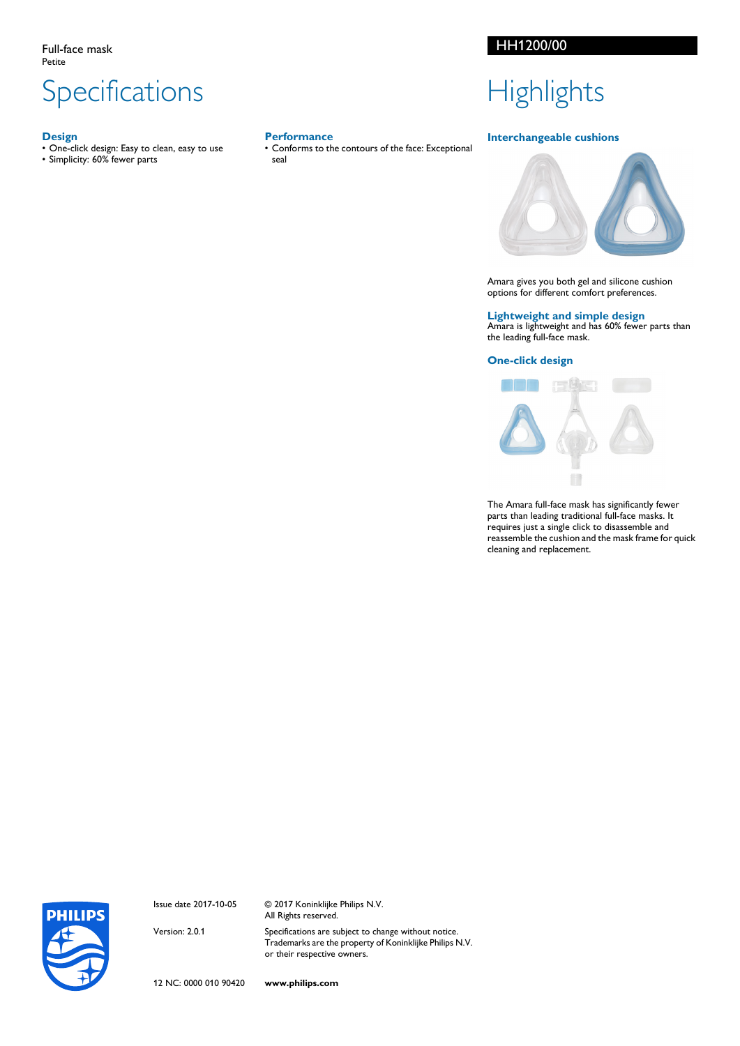Full-face mask
Petite

HH1200/00

# Specifications

### Design
- One-click design: Easy to clean, easy to use
- Simplicity: 60% fewer parts

### Performance
- Conforms to the contours of the face: Exceptional seal

# Highlights

### Interchangeable cushions

Amara gives you both gel and silicone cushion options for different comfort preferences.

### Lightweight and simple design

Amara is lightweight and has 60% fewer parts than the leading full-face mask.

### One-click design

The Amara full-face mask has significantly fewer parts than leading traditional full-face masks. It requires just a single click to disassemble and reassemble the cushion and the mask frame for quick cleaning and replacement.

Issue date 2017-10-05

Version: 2.0.1

12 NC: 0000 010 90420

© 2017 Koninklijke Philips N.V.
All Rights reserved.

Specifications are subject to change without notice. Trademarks are the property of Koninklijke Philips N.V. or their respective owners.

**www.philips.com**